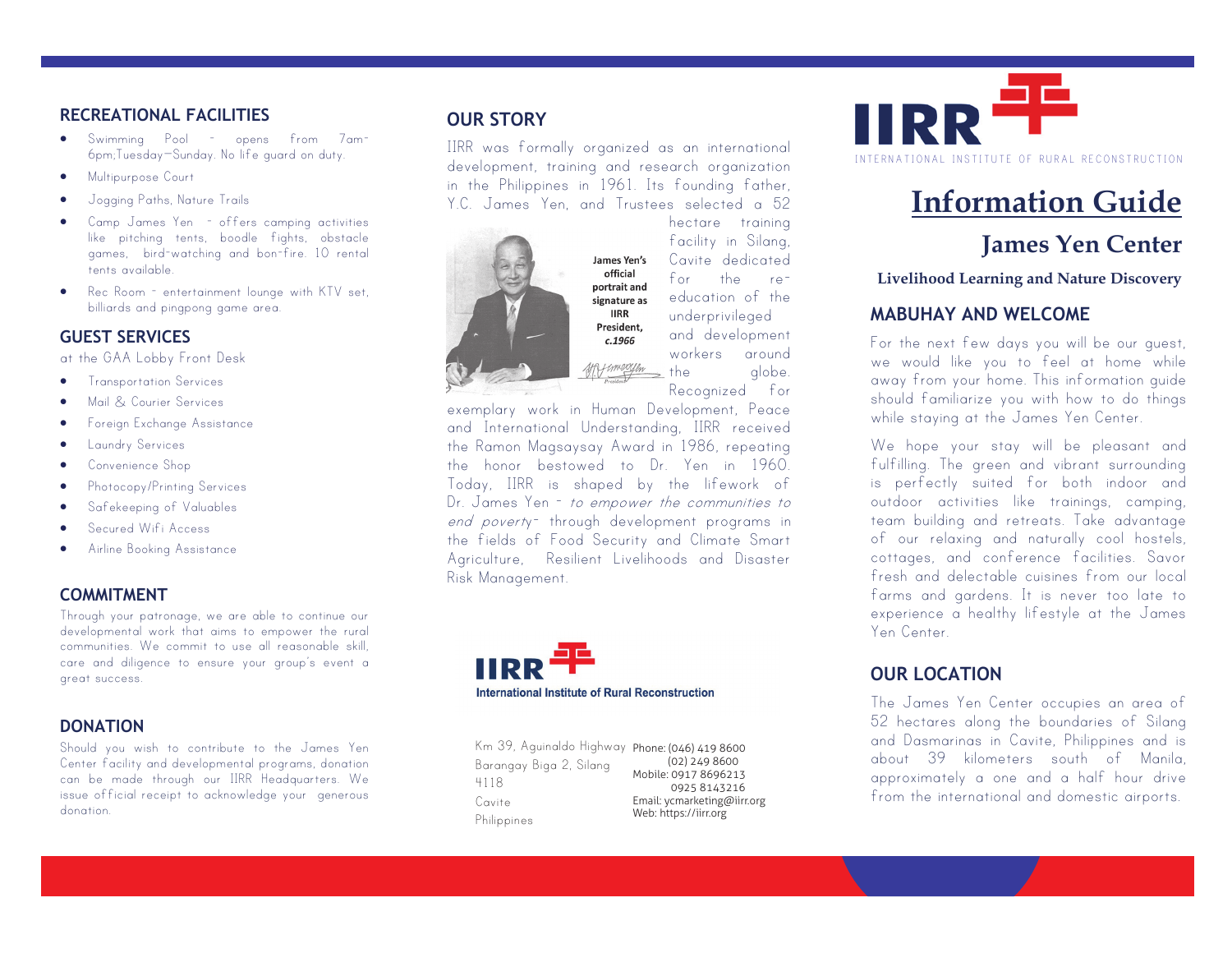## RECREATIONAL FACILITIES

- Swimming Pool - opens from 7am-6pm;Tuesday—Sunday. No life guard on duty.
- Multipurpose Court
- Jogging Paths, Nature Trails
- Camp James Yen - offers camping activities like pitching tents, boodle fights, obstacle games, bird-watching and bon-fire. 10 rental tents available.
- Rec Room - entertainment lounge with KTV set, billiards and pingpong game area.

## GUEST SERVICES

at the GAA Lobby Front Desk

- Transportation Services
- Mail & Courier Services
- Foreign Exchange Assistance
- Laundry Services
- Convenience Shop
- Photocopy/Printing Services
- Safekeeping of Valuables
- Secured Wifi Access
- Airline Booking Assistance

## COMMITMENT

Through your patronage, we are able to continue our developmental work that aims to empower the rural communities. We commit to use all reasonable skill, care and diligence to ensure your group's event a great success.

## DONATION

Should you wish to contribute to the James Yen Center facility and developmental programs, donation can be made through our IIRR Headquarters. We issue official receipt to acknowledge your generous donation.

## OUR STORY

IIRR was formally organized as an international development, training and research organization in the Philippines in 1961. Its founding father, Y.C. James Yen, and Trustees selected a 52 hectare training facility in Silang, Cavite dedicated for the re-education of the underprivileged and development workers around the globe. Recognized for exemplary work in Human Development, Peace and International Understanding, IIRR received the Ramon Magsaysay Award in 1986, repeating the honor bestowed to Dr. Yen in 1960. Today, IIRR is shaped by the lifework of Dr. James Yen - *to empower the communities to end poverty*- through development programs in the fields of Food Security and Climate Smart Agriculture, Resilient Livelihoods and Disaster Risk Management.

**James Yen's official portrait and signature as IIRR President, *c.1966***

**IIRR**
**International Institute of Rural Reconstruction**

Km 39, Aguinaldo Highway
Barangay Biga 2, Silang
4118
Cavite
Philippines

Phone: (046) 419 8600
(02) 249 8600
Mobile: 0917 8696213
0925 8143216
Email: ycmarketing@iirr.org
Web: https://iirr.org

**IIRR**
INTERNATIONAL INSTITUTE OF RURAL RECONSTRUCTION

# Information Guide

## James Yen Center

**Livelihood Learning and Nature Discovery**

## MABUHAY AND WELCOME

For the next few days you will be our guest, we would like you to feel at home while away from your home. This information guide should familiarize you with how to do things while staying at the James Yen Center.

We hope your stay will be pleasant and fulfilling. The green and vibrant surrounding is perfectly suited for both indoor and outdoor activities like trainings, camping, team building and retreats. Take advantage of our relaxing and naturally cool hostels, cottages, and conference facilities. Savor fresh and delectable cuisines from our local farms and gardens. It is never too late to experience a healthy lifestyle at the James Yen Center.

## OUR LOCATION

The James Yen Center occupies an area of 52 hectares along the boundaries of Silang and Dasmarinas in Cavite, Philippines and is about 39 kilometers south of Manila, approximately a one and a half hour drive from the international and domestic airports.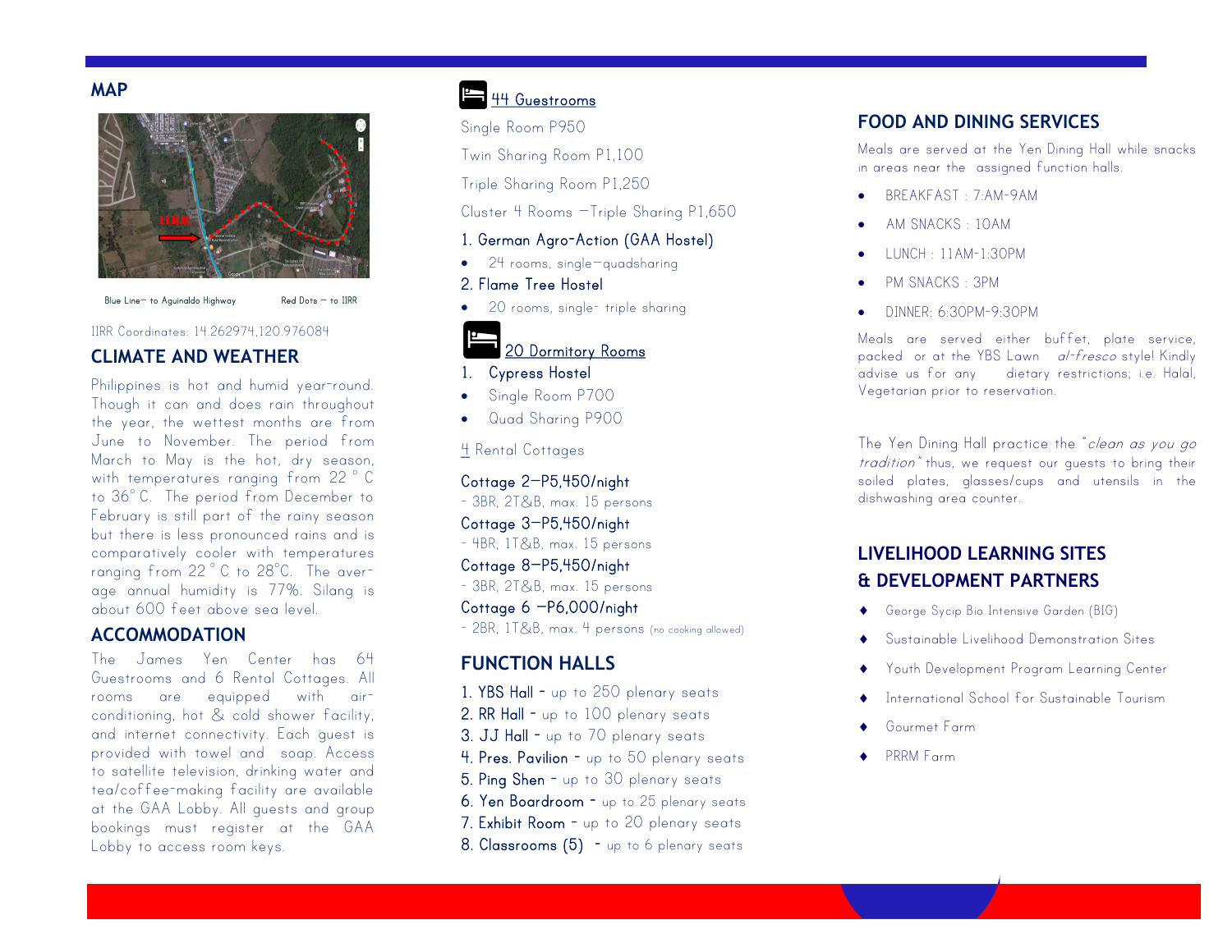## MAP

Blue Line– to Aguinaldo Highway

Red Dots – to IIRR

IIRR Coordinates: 14.262974,120.976084

## CLIMATE AND WEATHER

Philippines is hot and humid year-round. Though it can and does rain throughout the year, the wettest months are from June to November. The period from March to May is the hot, dry season, with temperatures ranging from 22 ° C to 36° C. The period from December to February is still part of the rainy season but there is less pronounced rains and is comparatively cooler with temperatures ranging from 22 ° C to 28°C. The average annual humidity is 77%. Silang is about 600 feet above sea level.

## ACCOMMODATION

The James Yen Center has 64 Guestrooms and 6 Rental Cottages. All rooms are equipped with air-conditioning, hot & cold shower facility, and internet connectivity. Each guest is provided with towel and soap. Access to satellite television, drinking water and tea/coffee-making facility are available at the GAA Lobby. All guests and group bookings must register at the GAA Lobby to access room keys.

### 44 Guestrooms

Single Room P950

Twin Sharing Room P1,100

Triple Sharing Room P1,250

Cluster 4 Rooms –Triple Sharing P1,650

1. German Agro-Action (GAA Hostel)
   - 24 rooms, single–quadsharing
2. Flame Tree Hostel
   - 20 rooms, single- triple sharing

### 20 Dormitory Rooms

1. Cypress Hostel
   - Single Room P700
   - Quad Sharing P900

4 Rental Cottages

Cottage 2–P5,450/night
- 3BR, 2T&B, max. 15 persons

Cottage 3–P5,450/night
- 4BR, 1T&B, max. 15 persons

Cottage 8–P5,450/night
- 3BR, 2T&B, max. 15 persons

Cottage 6 –P6,000/night
- 2BR, 1T&B, max. 4 persons (no cooking allowed)

## FUNCTION HALLS

1. YBS Hall - up to 250 plenary seats
2. RR Hall - up to 100 plenary seats
3. JJ Hall - up to 70 plenary seats
4. Pres. Pavilion - up to 50 plenary seats
5. Ping Shen - up to 30 plenary seats
6. Yen Boardroom - up to 25 plenary seats
7. Exhibit Room - up to 20 plenary seats
8. Classrooms (5) - up to 6 plenary seats

## FOOD AND DINING SERVICES

Meals are served at the Yen Dining Hall while snacks in areas near the assigned function halls.

- BREAKFAST : 7:AM-9AM
- AM SNACKS : 10AM
- LUNCH : 11AM-1:30PM
- PM SNACKS : 3PM
- DINNER: 6:30PM-9:30PM

Meals are served either buffet, plate service, packed or at the YBS Lawn *al-fresco* style! Kindly advise us for any dietary restrictions; i.e. Halal, Vegetarian prior to reservation.

The Yen Dining Hall practice the "*clean as you go tradition*" thus, we request our guests to bring their soiled plates, glasses/cups and utensils in the dishwashing area counter.

## LIVELIHOOD LEARNING SITES & DEVELOPMENT PARTNERS

- George Sycip Bio Intensive Garden (BIG)
- Sustainable Livelihood Demonstration Sites
- Youth Development Program Learning Center
- International School for Sustainable Tourism
- Gourmet Farm
- PRRM Farm